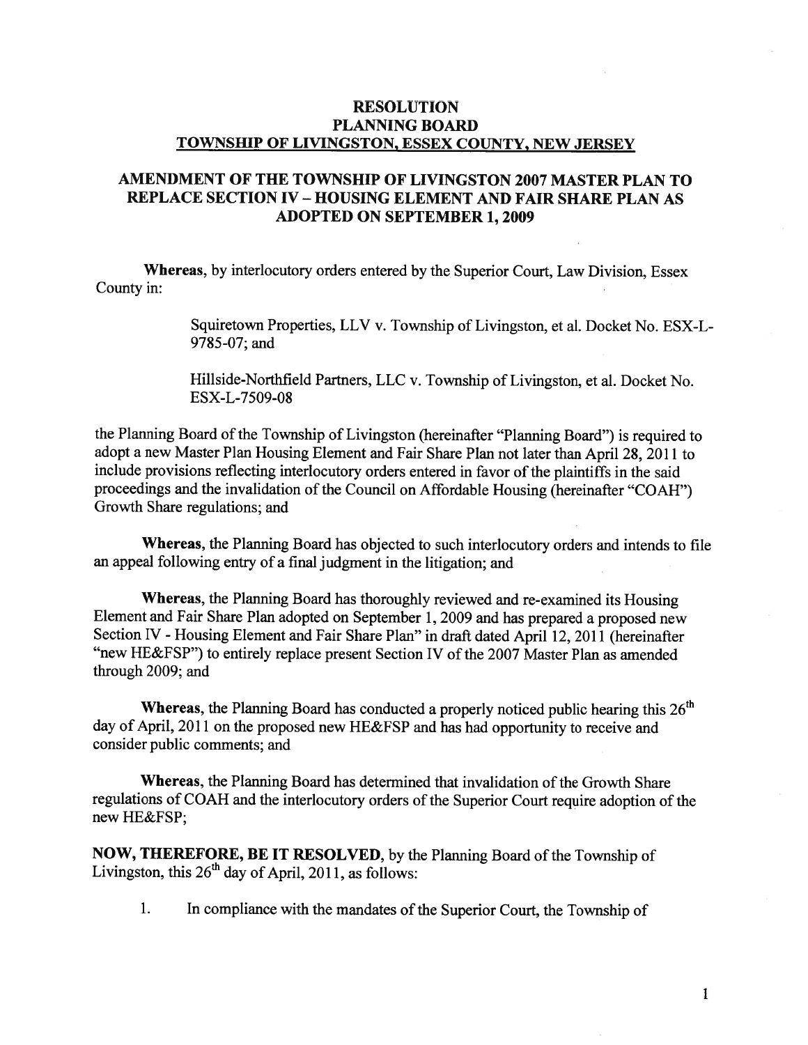# RESOLUTION
# PLANNING BOARD
# TOWNSHIP OF LIVINGSTON, ESSEX COUNTY, NEW JERSEY

## AMENDMENT OF THE TOWNSHIP OF LIVINGSTON 2007 MASTER PLAN TO REPLACE SECTION IV – HOUSING ELEMENT AND FAIR SHARE PLAN AS ADOPTED ON SEPTEMBER 1, 2009

**Whereas**, by interlocutory orders entered by the Superior Court, Law Division, Essex County in:

> Squiretown Properties, LLV v. Township of Livingston, et al. Docket No. ESX-L-9785-07; and
>
> Hillside-Northfield Partners, LLC v. Township of Livingston, et al. Docket No. ESX-L-7509-08

the Planning Board of the Township of Livingston (hereinafter "Planning Board") is required to adopt a new Master Plan Housing Element and Fair Share Plan not later than April 28, 2011 to include provisions reflecting interlocutory orders entered in favor of the plaintiffs in the said proceedings and the invalidation of the Council on Affordable Housing (hereinafter "COAH") Growth Share regulations; and

**Whereas**, the Planning Board has objected to such interlocutory orders and intends to file an appeal following entry of a final judgment in the litigation; and

**Whereas**, the Planning Board has thoroughly reviewed and re-examined its Housing Element and Fair Share Plan adopted on September 1, 2009 and has prepared a proposed new Section IV - Housing Element and Fair Share Plan" in draft dated April 12, 2011 (hereinafter "new HE&FSP") to entirely replace present Section IV of the 2007 Master Plan as amended through 2009; and

**Whereas**, the Planning Board has conducted a properly noticed public hearing this 26th day of April, 2011 on the proposed new HE&FSP and has had opportunity to receive and consider public comments; and

**Whereas**, the Planning Board has determined that invalidation of the Growth Share regulations of COAH and the interlocutory orders of the Superior Court require adoption of the new HE&FSP;

**NOW, THEREFORE, BE IT RESOLVED**, by the Planning Board of the Township of Livingston, this 26th day of April, 2011, as follows:

1. In compliance with the mandates of the Superior Court, the Township of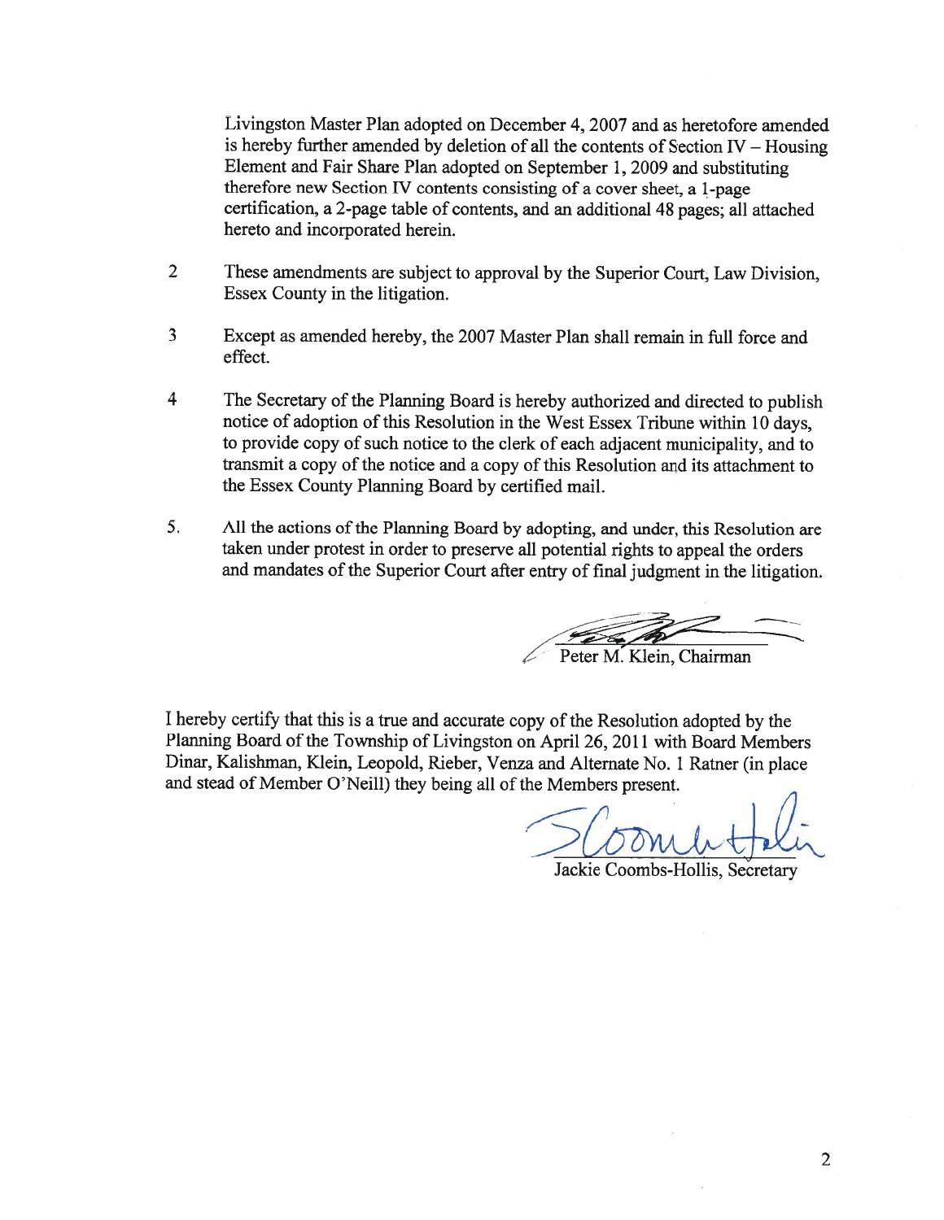Livingston Master Plan adopted on December 4, 2007 and as heretofore amended is hereby further amended by deletion of all the contents of Section IV – Housing Element and Fair Share Plan adopted on September 1, 2009 and substituting therefore new Section IV contents consisting of a cover sheet, a 1-page certification, a 2-page table of contents, and an additional 48 pages; all attached hereto and incorporated herein.

2 These amendments are subject to approval by the Superior Court, Law Division, Essex County in the litigation.

3 Except as amended hereby, the 2007 Master Plan shall remain in full force and effect.

4 The Secretary of the Planning Board is hereby authorized and directed to publish notice of adoption of this Resolution in the West Essex Tribune within 10 days, to provide copy of such notice to the clerk of each adjacent municipality, and to transmit a copy of the notice and a copy of this Resolution and its attachment to the Essex County Planning Board by certified mail.

5. All the actions of the Planning Board by adopting, and under, this Resolution are taken under protest in order to preserve all potential rights to appeal the orders and mandates of the Superior Court after entry of final judgment in the litigation.

Peter M. Klein, Chairman

I hereby certify that this is a true and accurate copy of the Resolution adopted by the Planning Board of the Township of Livingston on April 26, 2011 with Board Members Dinar, Kalishman, Klein, Leopold, Rieber, Venza and Alternate No. 1 Ratner (in place and stead of Member O'Neill) they being all of the Members present.

Jackie Coombs-Hollis, Secretary